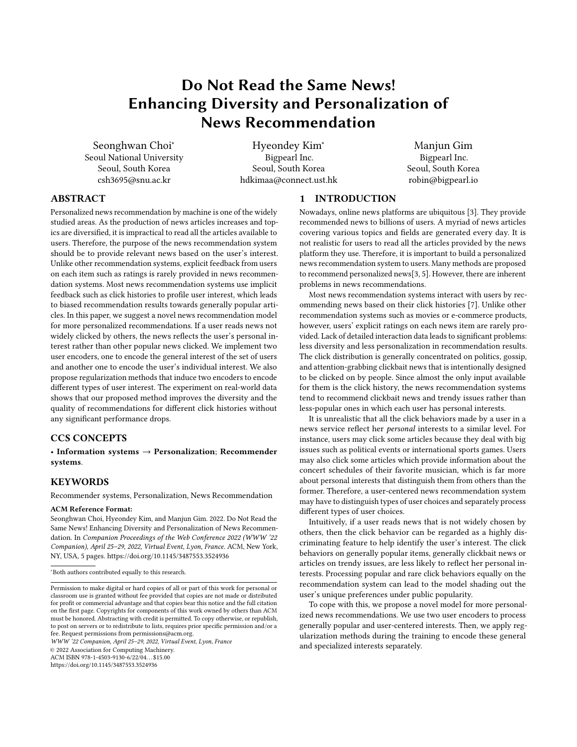# Do Not Read the Same News! Enhancing Diversity and Personalization of News Recommendation

Seonghwan Choi*
Seoul National University
Seoul, South Korea
csh3695@snu.ac.kr

Hyeondey Kim*
Bigpearl Inc.
Seoul, South Korea
hdkimaa@connect.ust.hk

Manjun Gim
Bigpearl Inc.
Seoul, South Korea
robin@bigpearl.io

## ABSTRACT

Personalized news recommendation by machine is one of the widely studied areas. As the production of news articles increases and topics are diversified, it is impractical to read all the articles available to users. Therefore, the purpose of the news recommendation system should be to provide relevant news based on the user's interest. Unlike other recommendation systems, explicit feedback from users on each item such as ratings is rarely provided in news recommendation systems. Most news recommendation systems use implicit feedback such as click histories to profile user interest, which leads to biased recommendation results towards generally popular articles. In this paper, we suggest a novel news recommendation model for more personalized recommendations. If a user reads news not widely clicked by others, the news reflects the user's personal interest rather than other popular news clicked. We implement two user encoders, one to encode the general interest of the set of users and another one to encode the user's individual interest. We also propose regularization methods that induce two encoders to encode different types of user interest. The experiment on real-world data shows that our proposed method improves the diversity and the quality of recommendations for different click histories without any significant performance drops.

## CCS CONCEPTS

• **Information systems** → **Personalization**; **Recommender systems**.

## KEYWORDS

Recommender systems, Personalization, News Recommendation

**ACM Reference Format:**
Seonghwan Choi, Hyeondey Kim, and Manjun Gim. 2022. Do Not Read the Same News! Enhancing Diversity and Personalization of News Recommendation. In *Companion Proceedings of the Web Conference 2022 (WWW '22 Companion), April 25–29, 2022, Virtual Event, Lyon, France.* ACM, New York, NY, USA, 5 pages. https://doi.org/10.1145/3487553.3524936

*Both authors contributed equally to this research.

Permission to make digital or hard copies of all or part of this work for personal or classroom use is granted without fee provided that copies are not made or distributed for profit or commercial advantage and that copies bear this notice and the full citation on the first page. Copyrights for components of this work owned by others than ACM must be honored. Abstracting with credit is permitted. To copy otherwise, or republish, to post on servers or to redistribute to lists, requires prior specific permission and/or a fee. Request permissions from permissions@acm.org.
*WWW '22 Companion, April 25–29, 2022, Virtual Event, Lyon, France*
© 2022 Association for Computing Machinery.
ACM ISBN 978-1-4503-9130-6/22/04…$15.00
https://doi.org/10.1145/3487553.3524936

## 1 INTRODUCTION

Nowadays, online news platforms are ubiquitous [3]. They provide recommended news to billions of users. A myriad of news articles covering various topics and fields are generated every day. It is not realistic for users to read all the articles provided by the news platform they use. Therefore, it is important to build a personalized news recommendation system to users. Many methods are proposed to recommend personalized news[3, 5]. However, there are inherent problems in news recommendations.

Most news recommendation systems interact with users by recommending news based on their click histories [7]. Unlike other recommendation systems such as movies or e-commerce products, however, users' explicit ratings on each news item are rarely provided. Lack of detailed interaction data leads to significant problems: less diversity and less personalization in recommendation results. The click distribution is generally concentrated on politics, gossip, and attention-grabbing clickbait news that is intentionally designed to be clicked on by people. Since almost the only input available for them is the click history, the news recommendation systems tend to recommend clickbait news and trendy issues rather than less-popular ones in which each user has personal interests.

It is unrealistic that all the click behaviors made by a user in a news service reflect her *personal* interests to a similar level. For instance, users may click some articles because they deal with big issues such as political events or international sports games. Users may also click some articles which provide information about the concert schedules of their favorite musician, which is far more about personal interests that distinguish them from others than the former. Therefore, a user-centered news recommendation system may have to distinguish types of user choices and separately process different types of user choices.

Intuitively, if a user reads news that is not widely chosen by others, then the click behavior can be regarded as a highly discriminating feature to help identify the user's interest. The click behaviors on generally popular items, generally clickbait news or articles on trendy issues, are less likely to reflect her personal interests. Processing popular and rare click behaviors equally on the recommendation system can lead to the model shading out the user's unique preferences under public popularity.

To cope with this, we propose a novel model for more personalized news recommendations. We use two user encoders to process generally popular and user-centered interests. Then, we apply regularization methods during the training to encode these general and specialized interests separately.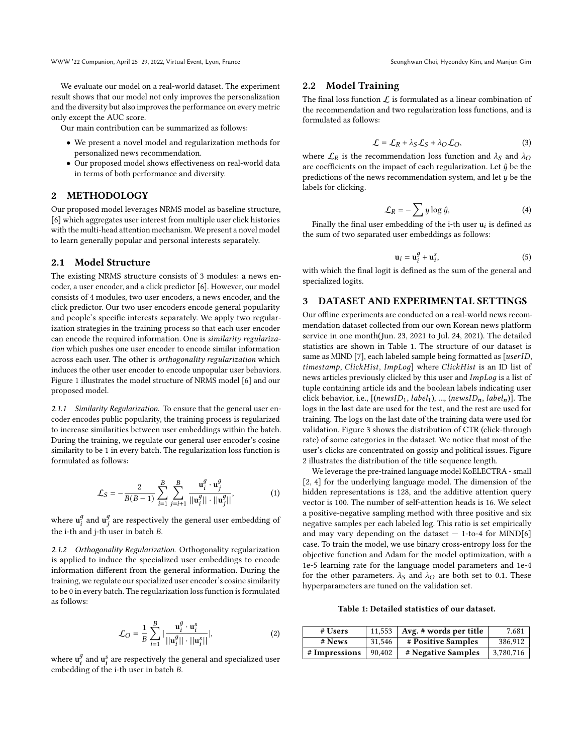We evaluate our model on a real-world dataset. The experiment result shows that our model not only improves the personalization and the diversity but also improves the performance on every metric only except the AUC score.

Our main contribution can be summarized as follows:

- We present a novel model and regularization methods for personalized news recommendation.
- Our proposed model shows effectiveness on real-world data in terms of both performance and diversity.

## 2 METHODOLOGY

Our proposed model leverages NRMS model as baseline structure, [6] which aggregates user interest from multiple user click histories with the multi-head attention mechanism. We present a novel model to learn generally popular and personal interests separately.

### 2.1 Model Structure

The existing NRMS structure consists of 3 modules: a news encoder, a user encoder, and a click predictor [6]. However, our model consists of 4 modules, two user encoders, a news encoder, and the click predictor. Our two user encoders encode general popularity and people's specific interests separately. We apply two regularization strategies in the training process so that each user encoder can encode the required information. One is *similarity regularization* which pushes one user encoder to encode similar information across each user. The other is *orthogonality regularization* which induces the other user encoder to encode unpopular user behaviors. Figure 1 illustrates the model structure of NRMS model [6] and our proposed model.

*2.1.1 Similarity Regularization.* To ensure that the general user encoder encodes public popularity, the training process is regularized to increase similarities between user embeddings within the batch. During the training, we regulate our general user encoder's cosine similarity to be 1 in every batch. The regularization loss function is formulated as follows:

$$\mathcal{L}_S = -\frac{2}{B(B-1)} \sum_{i=1}^{B} \sum_{j=i+1}^{B} \frac{\mathbf{u}_i^g \cdot \mathbf{u}_j^g}{||\mathbf{u}_i^g|| \cdot ||\mathbf{u}_j^g||}, \tag{1}$$

where $\mathbf{u}_i^g$ and $\mathbf{u}_j^g$ are respectively the general user embedding of the i-th and j-th user in batch $B$.

*2.1.2 Orthogonality Regularization.* Orthogonality regularization is applied to induce the specialized user embeddings to encode information different from the general information. During the training, we regulate our specialized user encoder's cosine similarity to be 0 in every batch. The regularization loss function is formulated as follows:

$$\mathcal{L}_O = \frac{1}{B} \sum_{i=1}^{B} \left| \frac{\mathbf{u}_i^g \cdot \mathbf{u}_i^s}{||\mathbf{u}_i^g|| \cdot ||\mathbf{u}_i^s||} \right|, \tag{2}$$

where $\mathbf{u}_i^g$ and $\mathbf{u}_i^s$ are respectively the general and specialized user embedding of the i-th user in batch $B$.

### 2.2 Model Training

The final loss function $\mathcal{L}$ is formulated as a linear combination of the recommendation and two regularization loss functions, and is formulated as follows:

$$\mathcal{L} = \mathcal{L}_R + \lambda_S \mathcal{L}_S + \lambda_O \mathcal{L}_O, \tag{3}$$

where $\mathcal{L}_R$ is the recommendation loss function and $\lambda_S$ and $\lambda_O$ are coefficients on the impact of each regularization. Let $\hat{y}$ be the predictions of the news recommendation system, and let $y$ be the labels for clicking.

$$\mathcal{L}_R = -\sum y \log \hat{y}, \tag{4}$$

Finally the final user embedding of the i-th user $\mathbf{u}_i$ is defined as the sum of two separated user embeddings as follows:

$$\mathbf{u}_i = \mathbf{u}_i^g + \mathbf{u}_i^s, \tag{5}$$

with which the final logit is defined as the sum of the general and specialized logits.

## 3 DATASET AND EXPERIMENTAL SETTINGS

Our offline experiments are conducted on a real-world news recommendation dataset collected from our own Korean news platform service in one month(Jun. 23, 2021 to Jul. 24, 2021). The detailed statistics are shown in Table 1. The structure of our dataset is same as MIND [7], each labeled sample being formatted as [*userID*, *timestamp*, *ClickHist*, *ImpLog*] where *ClickHist* is an ID list of news articles previously clicked by this user and *ImpLog* is a list of tuple containing article ids and the boolean labels indicating user click behavior, i.e., [($newsID_1$, $label_1$), ..., ($newsID_n$, $label_n$)]. The logs in the last date are used for the test, and the rest are used for training. The logs on the last date of the training data were used for validation. Figure 3 shows the distribution of CTR (click-through rate) of some categories in the dataset. We notice that most of the user's clicks are concentrated on gossip and political issues. Figure 2 illustrates the distribution of the title sequence length.

We leverage the pre-trained language model KoELECTRA - small [2, 4] for the underlying language model. The dimension of the hidden representations is 128, and the additive attention query vector is 100. The number of self-attention heads is 16. We select a positive-negative sampling method with three positive and six negative samples per each labeled log. This ratio is set empirically and may vary depending on the dataset — 1-to-4 for MIND[6] case. To train the model, we use binary cross-entropy loss for the objective function and Adam for the model optimization, with a 1e-5 learning rate for the language model parameters and 1e-4 for the other parameters. $\lambda_S$ and $\lambda_O$ are both set to 0.1. These hyperparameters are tuned on the validation set.

**Table 1: Detailed statistics of our dataset.**

| | | | |
|---|---|---|---|
| **# Users** | 11,553 | **Avg. # words per title** | 7.681 |
| **# News** | 31,546 | **# Positive Samples** | 386,912 |
| **# Impressions** | 90,402 | **# Negative Samples** | 3,780,716 |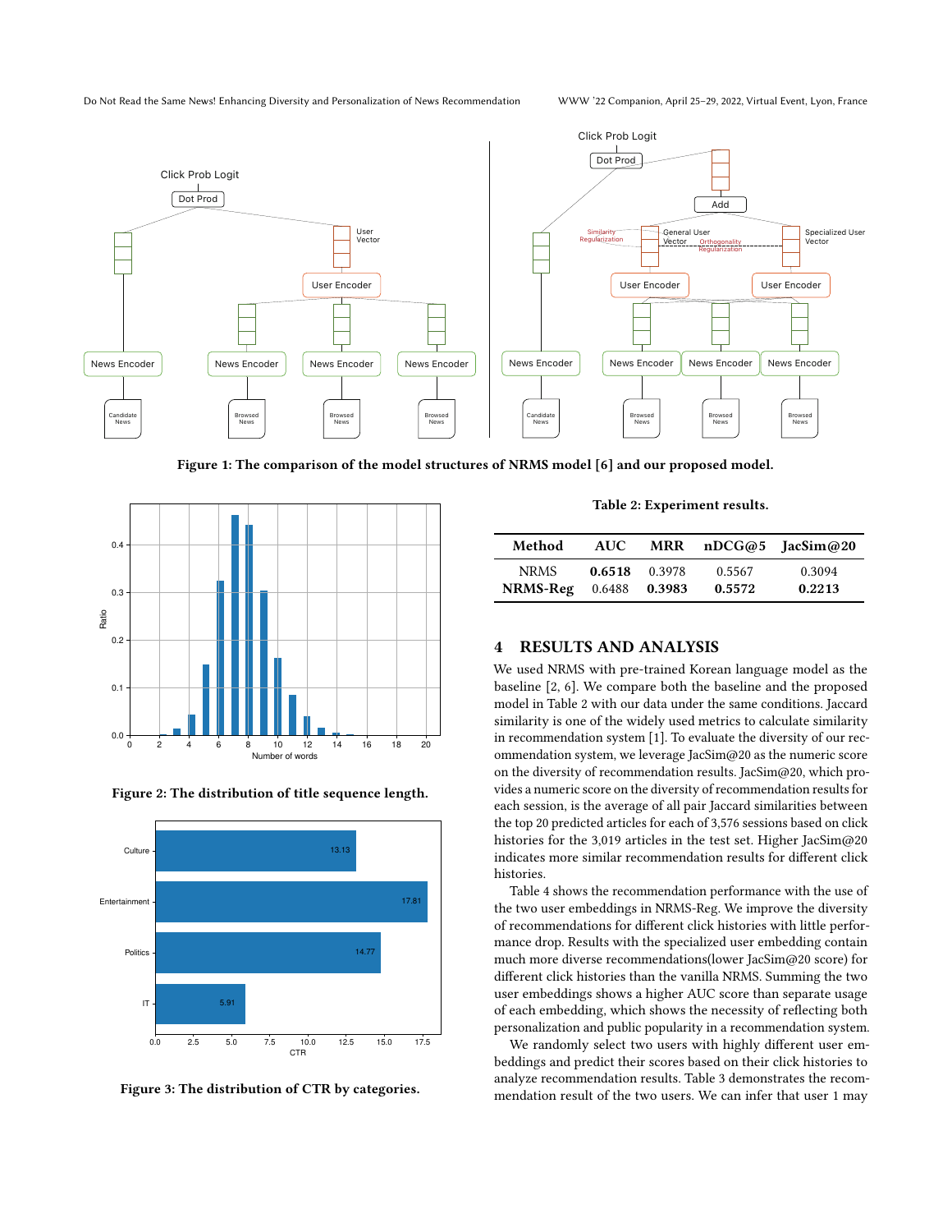Figure 1: The comparison of the model structures of NRMS model [6] and our proposed model.

Figure 2: The distribution of title sequence length.

Figure 3: The distribution of CTR by categories.

Table 2: Experiment results.

| Method | AUC | MRR | nDCG@5 | JacSim@20 |
|---|---|---|---|---|
| NRMS | **0.6518** | 0.3978 | 0.5567 | 0.3094 |
| **NRMS-Reg** | 0.6488 | **0.3983** | **0.5572** | **0.2213** |

## 4 RESULTS AND ANALYSIS

We used NRMS with pre-trained Korean language model as the baseline [2, 6]. We compare both the baseline and the proposed model in Table 2 with our data under the same conditions. Jaccard similarity is one of the widely used metrics to calculate similarity in recommendation system [1]. To evaluate the diversity of our recommendation system, we leverage JacSim@20 as the numeric score on the diversity of recommendation results. JacSim@20, which provides a numeric score on the diversity of recommendation results for each session, is the average of all pair Jaccard similarities between the top 20 predicted articles for each of 3,576 sessions based on click histories for the 3,019 articles in the test set. Higher JacSim@20 indicates more similar recommendation results for different click histories.

Table 4 shows the recommendation performance with the use of the two user embeddings in NRMS-Reg. We improve the diversity of recommendations for different click histories with little performance drop. Results with the specialized user embedding contain much more diverse recommendations(lower JacSim@20 score) for different click histories than the vanilla NRMS. Summing the two user embeddings shows a higher AUC score than separate usage of each embedding, which shows the necessity of reflecting both personalization and public popularity in a recommendation system.

We randomly select two users with highly different user embeddings and predict their scores based on their click histories to analyze recommendation results. Table 3 demonstrates the recommendation result of the two users. We can infer that user 1 may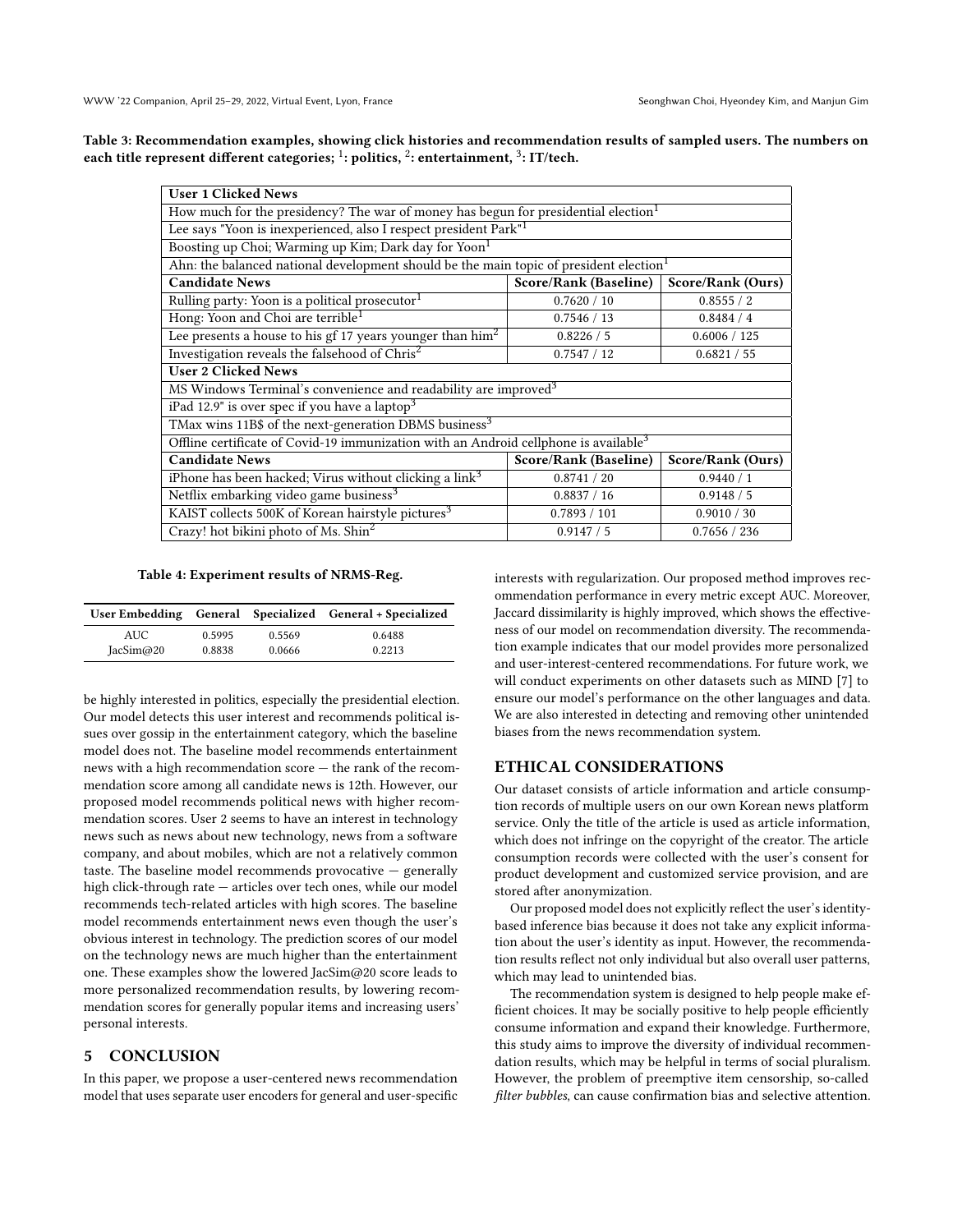**Table 3: Recommendation examples, showing click histories and recommendation results of sampled users. The numbers on each title represent different categories; [1]: politics, [2]: entertainment, [3]: IT/tech.**

| | | |
|---|---|---|
| **User 1 Clicked News** | | |
| How much for the presidency? The war of money has begun for presidential election[1] | | |
| Lee says "Yoon is inexperienced, also I respect president Park"[1] | | |
| Boosting up Choi; Warming up Kim; Dark day for Yoon[1] | | |
| Ahn: the balanced national development should be the main topic of president election[1] | | |
| **Candidate News** | **Score/Rank (Baseline)** | **Score/Rank (Ours)** |
| Rulling party: Yoon is a political prosecutor[1] | 0.7620 / 10 | 0.8555 / 2 |
| Hong: Yoon and Choi are terrible[1] | 0.7546 / 13 | 0.8484 / 4 |
| Lee presents a house to his gf 17 years younger than him[2] | 0.8226 / 5 | 0.6006 / 125 |
| Investigation reveals the falsehood of Chris[2] | 0.7547 / 12 | 0.6821 / 55 |
| **User 2 Clicked News** | | |
| MS Windows Terminal's convenience and readability are improved[3] | | |
| iPad 12.9" is over spec if you have a laptop[3] | | |
| TMax wins 11B$ of the next-generation DBMS business[3] | | |
| Offline certificate of Covid-19 immunization with an Android cellphone is available[3] | | |
| **Candidate News** | **Score/Rank (Baseline)** | **Score/Rank (Ours)** |
| iPhone has been hacked; Virus without clicking a link[3] | 0.8741 / 20 | 0.9440 / 1 |
| Netflix embarking video game business[3] | 0.8837 / 16 | 0.9148 / 5 |
| KAIST collects 500K of Korean hairstyle pictures[3] | 0.7893 / 101 | 0.9010 / 30 |
| Crazy! hot bikini photo of Ms. Shin[2] | 0.9147 / 5 | 0.7656 / 236 |

**Table 4: Experiment results of NRMS-Reg.**

| User Embedding | General | Specialized | General + Specialized |
|---|---|---|---|
| AUC | 0.5995 | 0.5569 | 0.6488 |
| JacSim@20 | 0.8838 | 0.0666 | 0.2213 |

be highly interested in politics, especially the presidential election. Our model detects this user interest and recommends political issues over gossip in the entertainment category, which the baseline model does not. The baseline model recommends entertainment news with a high recommendation score — the rank of the recommendation score among all candidate news is 12th. However, our proposed model recommends political news with higher recommendation scores. User 2 seems to have an interest in technology news such as news about new technology, news from a software company, and about mobiles, which are not a relatively common taste. The baseline model recommends provocative — generally high click-through rate — articles over tech ones, while our model recommends tech-related articles with high scores. The baseline model recommends entertainment news even though the user's obvious interest in technology. The prediction scores of our model on the technology news are much higher than the entertainment one. These examples show the lowered JacSim@20 score leads to more personalized recommendation results, by lowering recommendation scores for generally popular items and increasing users' personal interests.

## 5 CONCLUSION

In this paper, we propose a user-centered news recommendation model that uses separate user encoders for general and user-specific interests with regularization. Our proposed method improves recommendation performance in every metric except AUC. Moreover, Jaccard dissimilarity is highly improved, which shows the effectiveness of our model on recommendation diversity. The recommendation example indicates that our model provides more personalized and user-interest-centered recommendations. For future work, we will conduct experiments on other datasets such as MIND [7] to ensure our model's performance on the other languages and data. We are also interested in detecting and removing other unintended biases from the news recommendation system.

## ETHICAL CONSIDERATIONS

Our dataset consists of article information and article consumption records of multiple users on our own Korean news platform service. Only the title of the article is used as article information, which does not infringe on the copyright of the creator. The article consumption records were collected with the user's consent for product development and customized service provision, and are stored after anonymization.

Our proposed model does not explicitly reflect the user's identity-based inference bias because it does not take any explicit information about the user's identity as input. However, the recommendation results reflect not only individual but also overall user patterns, which may lead to unintended bias.

The recommendation system is designed to help people make efficient choices. It may be socially positive to help people efficiently consume information and expand their knowledge. Furthermore, this study aims to improve the diversity of individual recommendation results, which may be helpful in terms of social pluralism. However, the problem of preemptive item censorship, so-called *filter bubbles*, can cause confirmation bias and selective attention.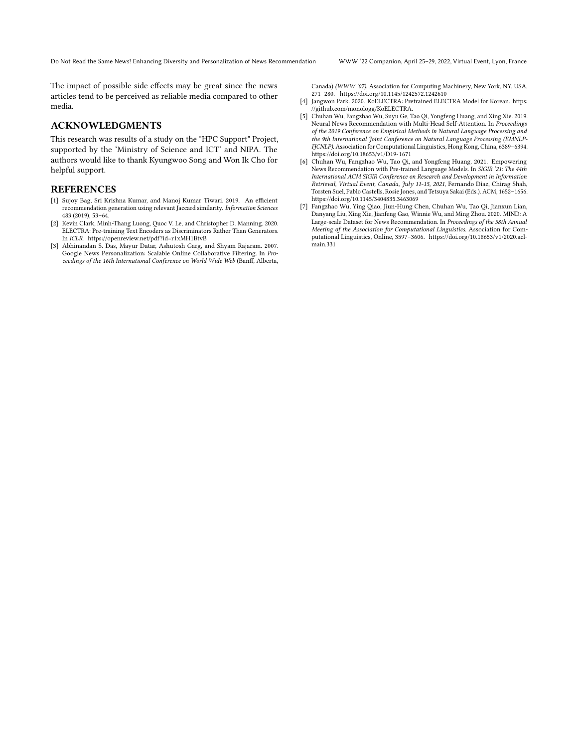The impact of possible side effects may be great since the news articles tend to be perceived as reliable media compared to other media.

## ACKNOWLEDGMENTS

This research was results of a study on the "HPC Support" Project, supported by the 'Ministry of Science and ICT' and NIPA. The authors would like to thank Kyungwoo Song and Won Ik Cho for helpful support.

## REFERENCES

- [1] Sujoy Bag, Sri Krishna Kumar, and Manoj Kumar Tiwari. 2019. An efficient recommendation generation using relevant Jaccard similarity. *Information Sciences* 483 (2019), 53–64.
- [2] Kevin Clark, Minh-Thang Luong, Quoc V. Le, and Christopher D. Manning. 2020. ELECTRA: Pre-training Text Encoders as Discriminators Rather Than Generators. In *ICLR*. https://openreview.net/pdf?id=r1xMH1BtvB
- [3] Abhinandan S. Das, Mayur Datar, Ashutosh Garg, and Shyam Rajaram. 2007. Google News Personalization: Scalable Online Collaborative Filtering. In *Proceedings of the 16th International Conference on World Wide Web* (Banff, Alberta, Canada) *(WWW '07)*. Association for Computing Machinery, New York, NY, USA, 271–280. https://doi.org/10.1145/1242572.1242610
- [4] Jangwon Park. 2020. KoELECTRA: Pretrained ELECTRA Model for Korean. https://github.com/monologg/KoELECTRA.
- [5] Chuhan Wu, Fangzhao Wu, Suyu Ge, Tao Qi, Yongfeng Huang, and Xing Xie. 2019. Neural News Recommendation with Multi-Head Self-Attention. In *Proceedings of the 2019 Conference on Empirical Methods in Natural Language Processing and the 9th International Joint Conference on Natural Language Processing (EMNLP-IJCNLP)*. Association for Computational Linguistics, Hong Kong, China, 6389–6394. https://doi.org/10.18653/v1/D19-1671
- [6] Chuhan Wu, Fangzhao Wu, Tao Qi, and Yongfeng Huang. 2021. Empowering News Recommendation with Pre-trained Language Models. In *SIGIR '21: The 44th International ACM SIGIR Conference on Research and Development in Information Retrieval, Virtual Event, Canada, July 11-15, 2021*, Fernando Diaz, Chirag Shah, Torsten Suel, Pablo Castells, Rosie Jones, and Tetsuya Sakai (Eds.). ACM, 1652–1656. https://doi.org/10.1145/3404835.3463069
- [7] Fangzhao Wu, Ying Qiao, Jiun-Hung Chen, Chuhan Wu, Tao Qi, Jianxun Lian, Danyang Liu, Xing Xie, Jianfeng Gao, Winnie Wu, and Ming Zhou. 2020. MIND: A Large-scale Dataset for News Recommendation. In *Proceedings of the 58th Annual Meeting of the Association for Computational Linguistics*. Association for Computational Linguistics, Online, 3597–3606. https://doi.org/10.18653/v1/2020.acl-main.331